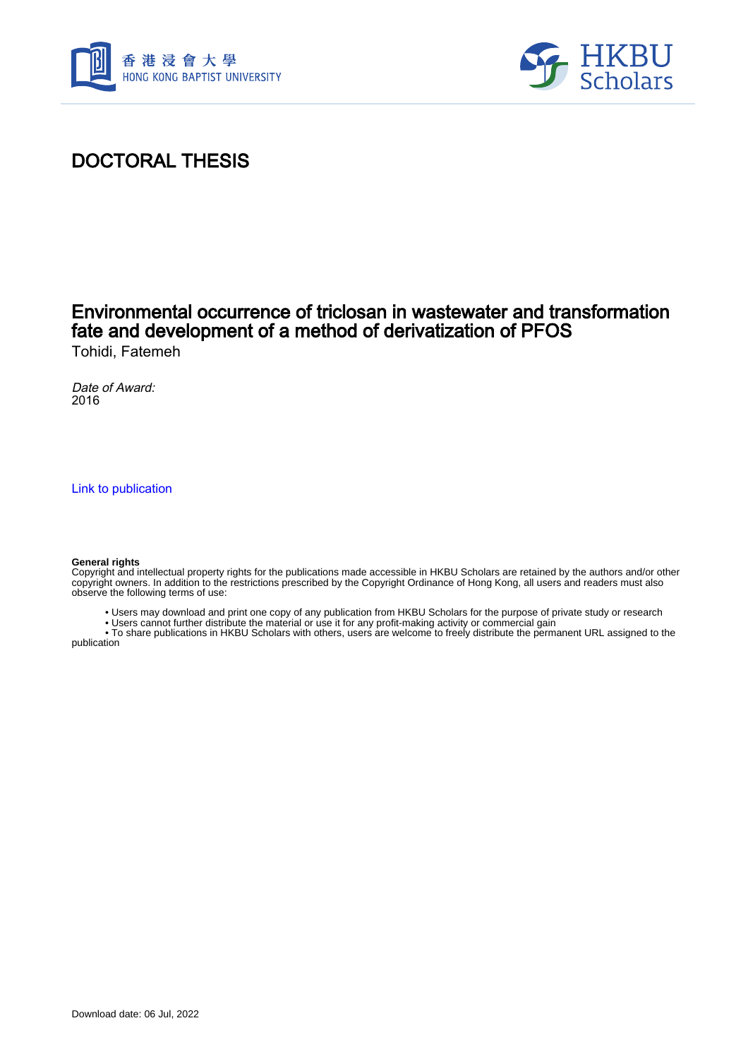# DOCTORAL THESIS

## Environmental occurrence of triclosan in wastewater and transformation fate and development of a method of derivatization of PFOS

Tohidi, Fatemeh

*Date of Award:*
2016

Link to publication

**General rights**
Copyright and intellectual property rights for the publications made accessible in HKBU Scholars are retained by the authors and/or other copyright owners. In addition to the restrictions prescribed by the Copyright Ordinance of Hong Kong, all users and readers must also observe the following terms of use:

- Users may download and print one copy of any publication from HKBU Scholars for the purpose of private study or research
- Users cannot further distribute the material or use it for any profit-making activity or commercial gain
- To share publications in HKBU Scholars with others, users are welcome to freely distribute the permanent URL assigned to the publication

Download date: 06 Jul, 2022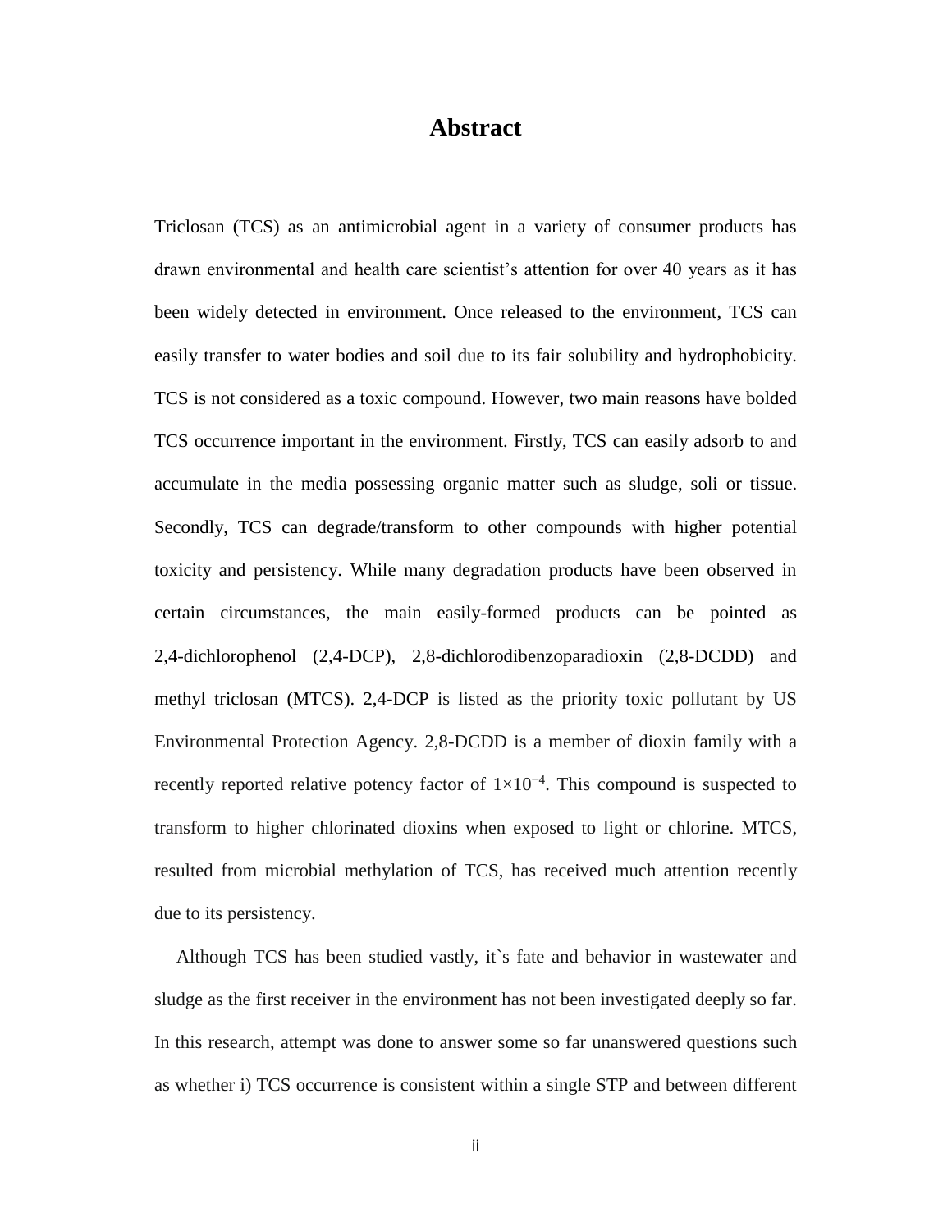# Abstract

Triclosan (TCS) as an antimicrobial agent in a variety of consumer products has drawn environmental and health care scientist's attention for over 40 years as it has been widely detected in environment. Once released to the environment, TCS can easily transfer to water bodies and soil due to its fair solubility and hydrophobicity. TCS is not considered as a toxic compound. However, two main reasons have bolded TCS occurrence important in the environment. Firstly, TCS can easily adsorb to and accumulate in the media possessing organic matter such as sludge, soli or tissue. Secondly, TCS can degrade/transform to other compounds with higher potential toxicity and persistency. While many degradation products have been observed in certain circumstances, the main easily-formed products can be pointed as 2,4-dichlorophenol (2,4-DCP), 2,8-dichlorodibenzoparadioxin (2,8-DCDD) and methyl triclosan (MTCS). 2,4-DCP is listed as the priority toxic pollutant by US Environmental Protection Agency. 2,8-DCDD is a member of dioxin family with a recently reported relative potency factor of $1 \times 10^{-4}$. This compound is suspected to transform to higher chlorinated dioxins when exposed to light or chlorine. MTCS, resulted from microbial methylation of TCS, has received much attention recently due to its persistency.

Although TCS has been studied vastly, it`s fate and behavior in wastewater and sludge as the first receiver in the environment has not been investigated deeply so far. In this research, attempt was done to answer some so far unanswered questions such as whether i) TCS occurrence is consistent within a single STP and between different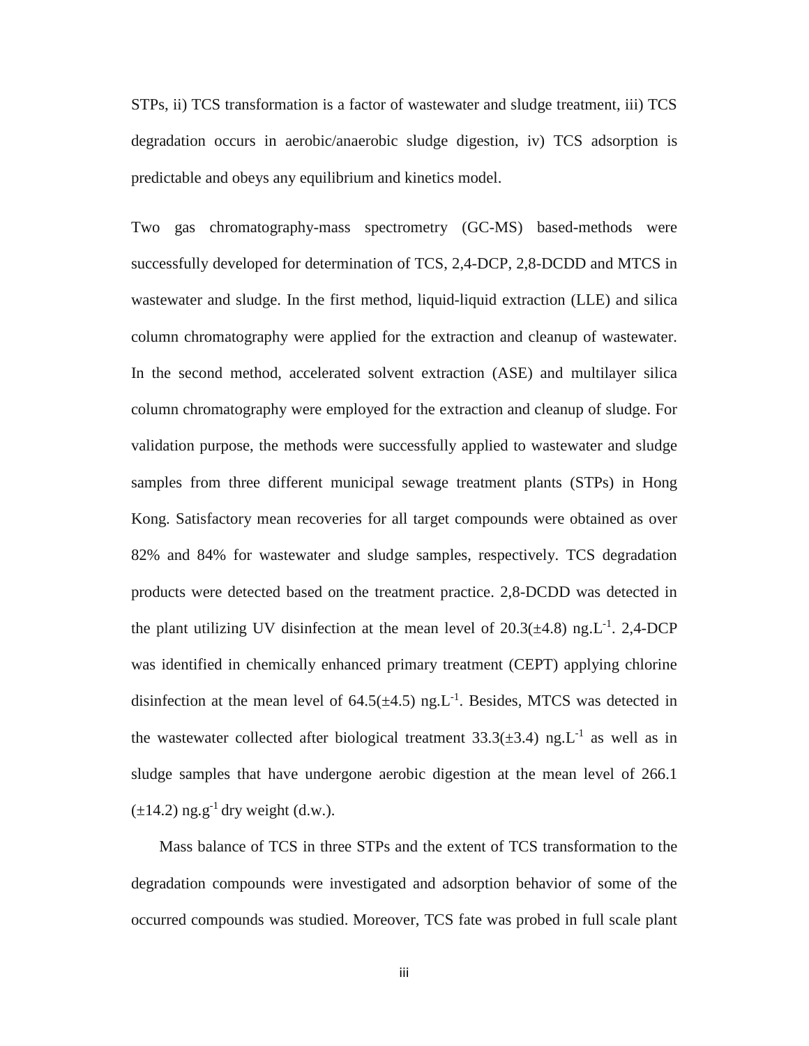STPs, ii) TCS transformation is a factor of wastewater and sludge treatment, iii) TCS degradation occurs in aerobic/anaerobic sludge digestion, iv) TCS adsorption is predictable and obeys any equilibrium and kinetics model.

Two gas chromatography-mass spectrometry (GC-MS) based-methods were successfully developed for determination of TCS, 2,4-DCP, 2,8-DCDD and MTCS in wastewater and sludge. In the first method, liquid-liquid extraction (LLE) and silica column chromatography were applied for the extraction and cleanup of wastewater. In the second method, accelerated solvent extraction (ASE) and multilayer silica column chromatography were employed for the extraction and cleanup of sludge. For validation purpose, the methods were successfully applied to wastewater and sludge samples from three different municipal sewage treatment plants (STPs) in Hong Kong. Satisfactory mean recoveries for all target compounds were obtained as over 82% and 84% for wastewater and sludge samples, respectively. TCS degradation products were detected based on the treatment practice. 2,8-DCDD was detected in the plant utilizing UV disinfection at the mean level of 20.3(±4.8) $ng.L^{-1}$. 2,4-DCP was identified in chemically enhanced primary treatment (CEPT) applying chlorine disinfection at the mean level of 64.5(±4.5) $ng.L^{-1}$. Besides, MTCS was detected in the wastewater collected after biological treatment 33.3(±3.4) $ng.L^{-1}$ as well as in sludge samples that have undergone aerobic digestion at the mean level of 266.1 (±14.2) $ng.g^{-1}$ dry weight (d.w.).

Mass balance of TCS in three STPs and the extent of TCS transformation to the degradation compounds were investigated and adsorption behavior of some of the occurred compounds was studied. Moreover, TCS fate was probed in full scale plant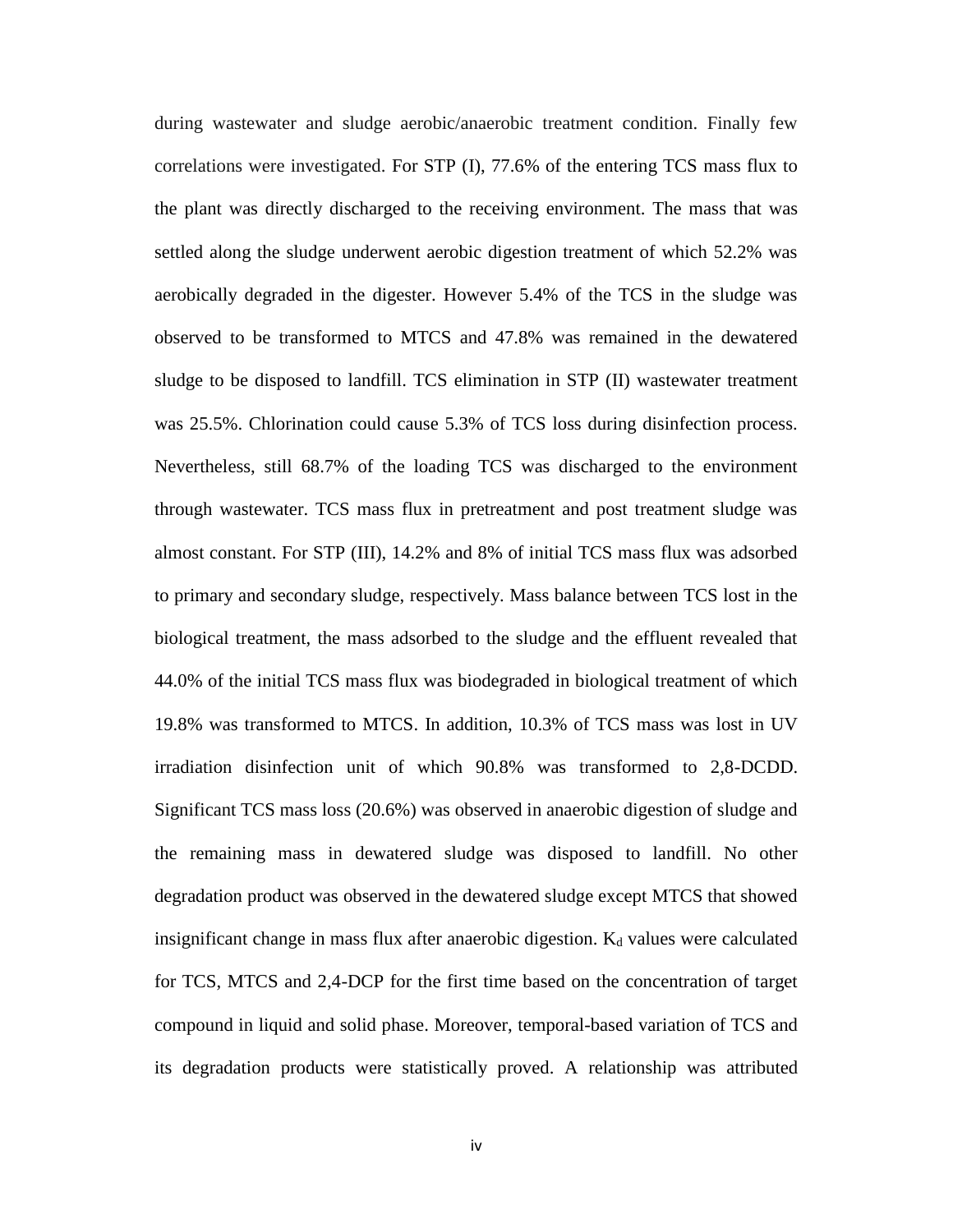during wastewater and sludge aerobic/anaerobic treatment condition. Finally few correlations were investigated. For STP (I), 77.6% of the entering TCS mass flux to the plant was directly discharged to the receiving environment. The mass that was settled along the sludge underwent aerobic digestion treatment of which 52.2% was aerobically degraded in the digester. However 5.4% of the TCS in the sludge was observed to be transformed to MTCS and 47.8% was remained in the dewatered sludge to be disposed to landfill. TCS elimination in STP (II) wastewater treatment was 25.5%. Chlorination could cause 5.3% of TCS loss during disinfection process. Nevertheless, still 68.7% of the loading TCS was discharged to the environment through wastewater. TCS mass flux in pretreatment and post treatment sludge was almost constant. For STP (III), 14.2% and 8% of initial TCS mass flux was adsorbed to primary and secondary sludge, respectively. Mass balance between TCS lost in the biological treatment, the mass adsorbed to the sludge and the effluent revealed that 44.0% of the initial TCS mass flux was biodegraded in biological treatment of which 19.8% was transformed to MTCS. In addition, 10.3% of TCS mass was lost in UV irradiation disinfection unit of which 90.8% was transformed to 2,8-DCDD. Significant TCS mass loss (20.6%) was observed in anaerobic digestion of sludge and the remaining mass in dewatered sludge was disposed to landfill. No other degradation product was observed in the dewatered sludge except MTCS that showed insignificant change in mass flux after anaerobic digestion. $K_d$ values were calculated for TCS, MTCS and 2,4-DCP for the first time based on the concentration of target compound in liquid and solid phase. Moreover, temporal-based variation of TCS and its degradation products were statistically proved. A relationship was attributed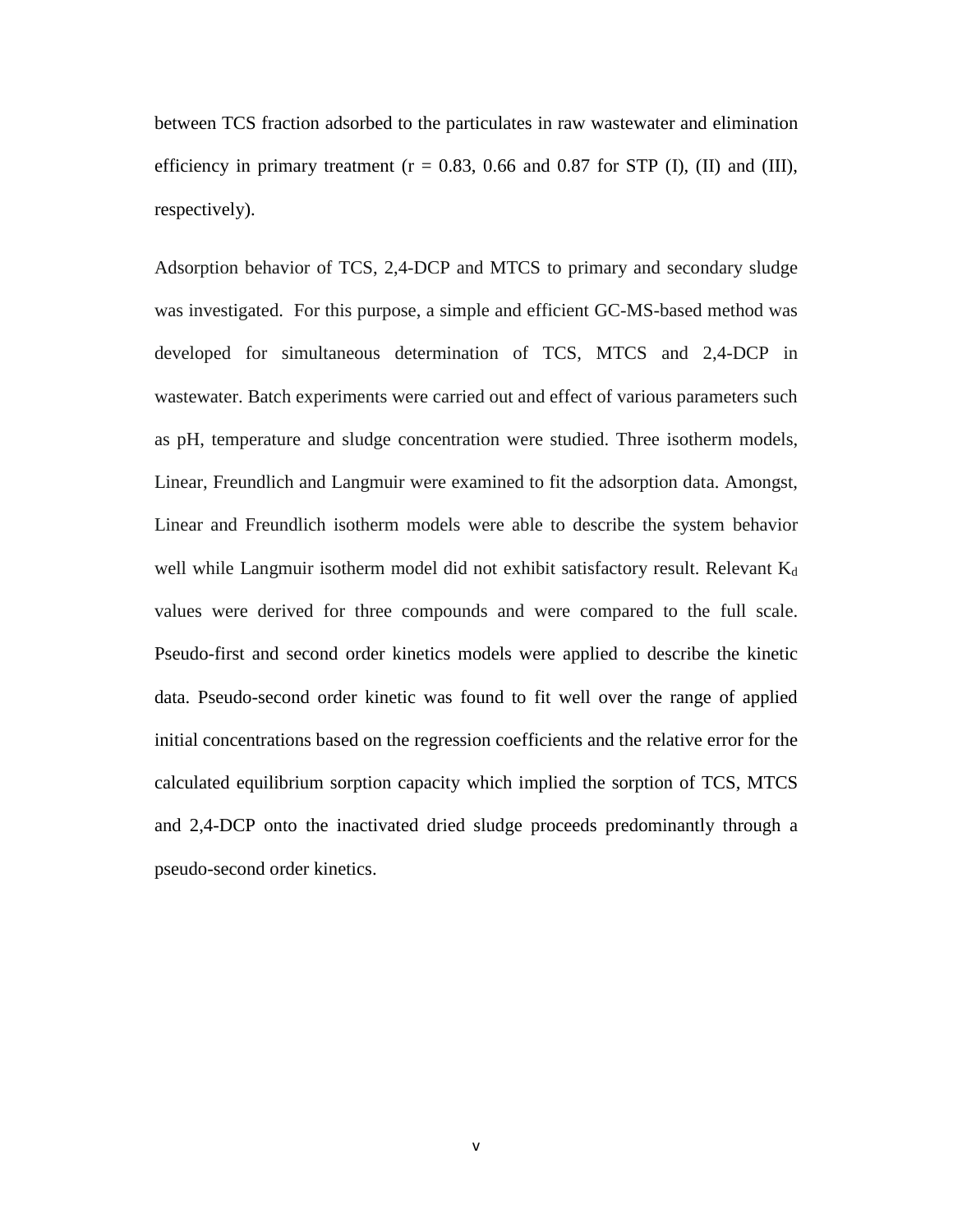between TCS fraction adsorbed to the particulates in raw wastewater and elimination efficiency in primary treatment ($r = 0.83$, 0.66 and 0.87 for STP (I), (II) and (III), respectively).

Adsorption behavior of TCS, 2,4-DCP and MTCS to primary and secondary sludge was investigated. For this purpose, a simple and efficient GC-MS-based method was developed for simultaneous determination of TCS, MTCS and 2,4-DCP in wastewater. Batch experiments were carried out and effect of various parameters such as pH, temperature and sludge concentration were studied. Three isotherm models, Linear, Freundlich and Langmuir were examined to fit the adsorption data. Amongst, Linear and Freundlich isotherm models were able to describe the system behavior well while Langmuir isotherm model did not exhibit satisfactory result. Relevant $K_d$ values were derived for three compounds and were compared to the full scale. Pseudo-first and second order kinetics models were applied to describe the kinetic data. Pseudo-second order kinetic was found to fit well over the range of applied initial concentrations based on the regression coefficients and the relative error for the calculated equilibrium sorption capacity which implied the sorption of TCS, MTCS and 2,4-DCP onto the inactivated dried sludge proceeds predominantly through a pseudo-second order kinetics.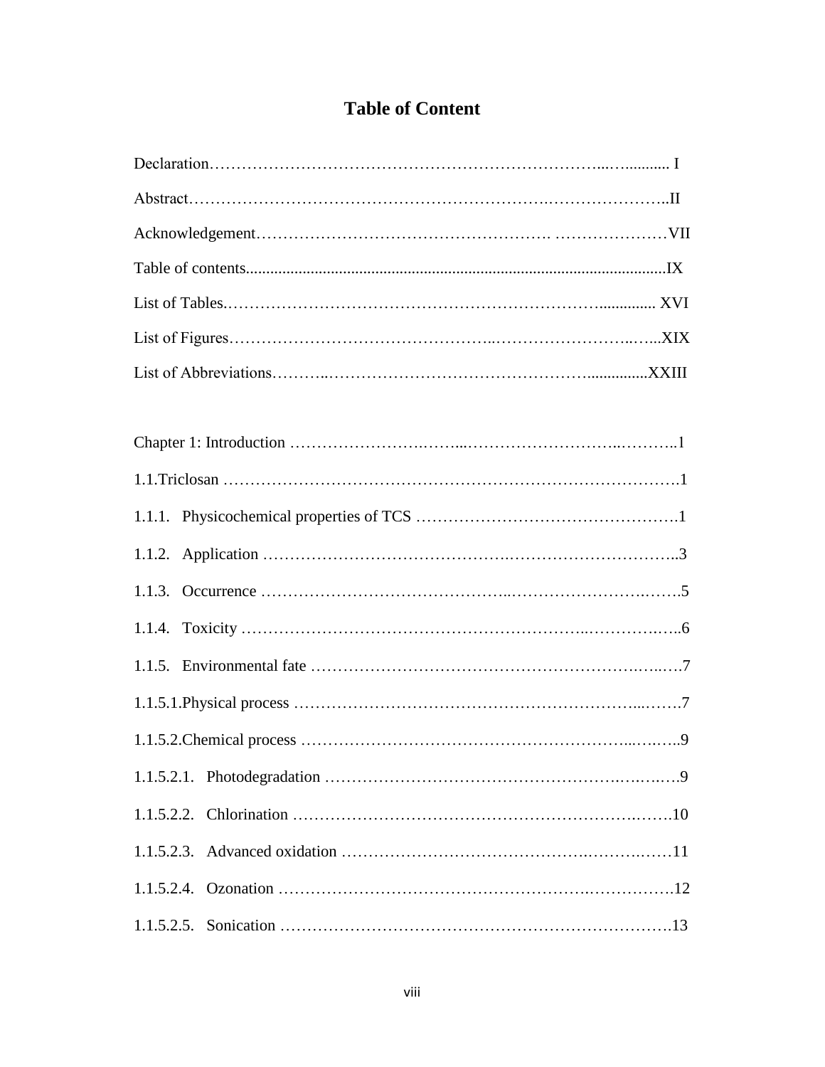# Table of Content

Declaration…………………………………………………………………..…........... I

Abstract……………………………………………………….…………………..II

Acknowledgement………………………………………………. …………………VII

Table of contents.....................................................................................................IX

List of Tables.……………………………………………………………….............. XVI

List of Figures………………………………………..……………………..…...XIX

List of Abbreviations………..……………………………………………...............XXIII

Chapter 1: Introduction ……………………..……...………………………..………..1

1.1.Triclosan ……………………………………………………………………………1

1.1.1. Physicochemical properties of TCS ………………………………………….1

1.1.2. Application ……………………………………..…………………………..3

1.1.3. Occurrence ……………………………………..……………………….…….5

1.1.4. Toxicity ……………………………………………………..…………..….6

1.1.5. Environmental fate ………………………………………………………..…..….7

1.1.5.1.Physical process …………………………………………………………...…….7

1.1.5.2.Chemical process ……………………………………………………...…….…..9

1.1.5.2.1. Photodegradation …………………………………………………..….….….9

1.1.5.2.2. Chlorination ……………………………………………………….…….10

1.1.5.2.3. Advanced oxidation ………………………………………..……….……11

1.1.5.2.4. Ozonation ………………………………………………..……………..12

1.1.5.2.5. Sonication ………………………………………………………………13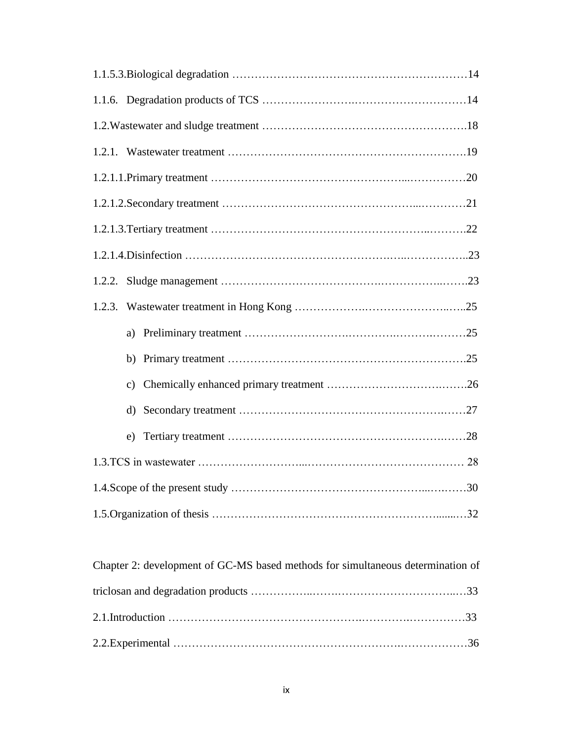1.1.5.3.Biological degradation ……………………………………………………………14

1.1.6. Degradation products of TCS …………………….…………………………14

1.2.Wastewater and sludge treatment …………………………………………….18

1.2.1. Wastewater treatment ……………………………………………………….19

1.2.1.1.Primary treatment ……………………………………………...……………20

1.2.1.2.Secondary treatment ………………………………………...………………21

1.2.1.3.Tertiary treatment ……………………………………………..……….22

1.2.1.4.Disinfection ……………………………………………….…..……………..23

1.2.2. Sludge management ………………………………….……………..…….23

1.2.3. Wastewater treatment in Hong Kong ……………….……………………..…..25

a) Preliminary treatment ……………………….………….……….………25

b) Primary treatment ……………………………………………………….25

c) Chemically enhanced primary treatment ……………………….…….26

d) Secondary treatment ……………………………………………..……27

e) Tertiary treatment …………………………………………………..……28

1.3.TCS in wastewater ……………………...…………………………………… 28

1.4.Scope of the present study …………………………………………...…..……30

1.5.Organization of thesis ……………………………………………………........…32

Chapter 2: development of GC-MS based methods for simultaneous determination of triclosan and degradation products ……………..…….……………………………..…33

2.1.Introduction …………………………………………….………….……………33

2.2.Experimental …………………………………………………….………………36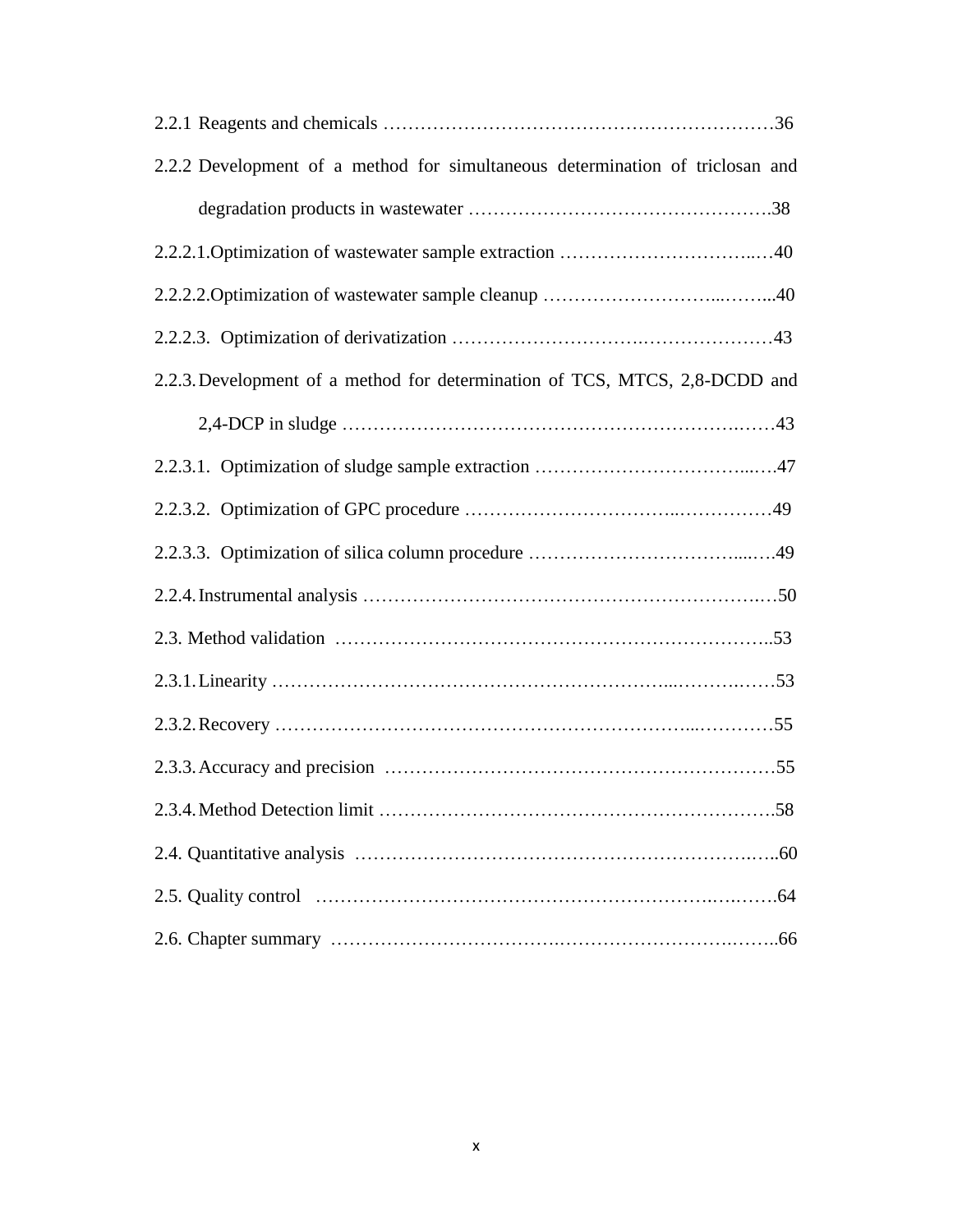2.2.1 Reagents and chemicals ……………………………………………………………36

2.2.2 Development of a method for simultaneous determination of triclosan and degradation products in wastewater ………………………………………….38

2.2.2.1.Optimization of wastewater sample extraction …………………………..…40

2.2.2.2.Optimization of wastewater sample cleanup ………………………...……...40

2.2.2.3. Optimization of derivatization ………………………….…………………43

2.2.3. Development of a method for determination of TCS, MTCS, 2,8-DCDD and 2,4-DCP in sludge ……………………………………………………….……43

2.2.3.1. Optimization of sludge sample extraction ……………………………...….47

2.2.3.2. Optimization of GPC procedure ……………………………..……………49

2.2.3.3. Optimization of silica column procedure …………………………….....….49

2.2.4. Instrumental analysis …………………………………………………….…50

2.3. Method validation ……………………………………………………………..53

2.3.1. Linearity ……………………………………………………...………..……53

2.3.2. Recovery …………………………………………………………...…………55

2.3.3. Accuracy and precision ………………………………………………………55

2.3.4. Method Detection limit ……………………………………………………….58

2.4. Quantitative analysis …………………………………………………….…..60

2.5. Quality control ………………………………………………………….….…….64

2.6. Chapter summary …………………………….…………….…………..……..66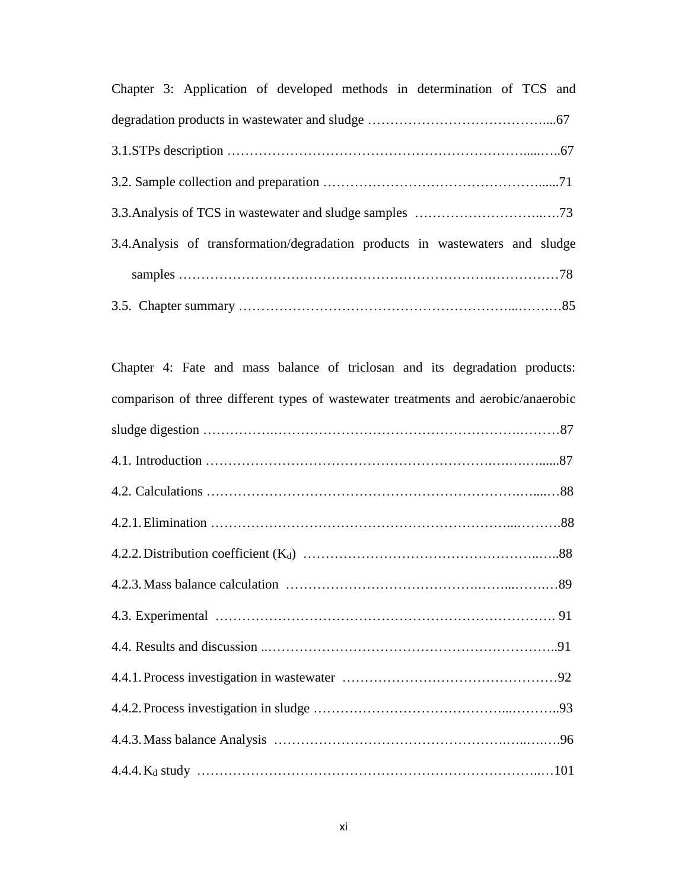Chapter 3: Application of developed methods in determination of TCS and degradation products in wastewater and sludge …………………………………....67

3.1.STPs description ……………………………………………………….....…..67

3.2. Sample collection and preparation …………………………………………......71

3.3.Analysis of TCS in wastewater and sludge samples ………………………..….73

3.4.Analysis of transformation/degradation products in wastewaters and sludge samples ………………………………………………………….……………78

3.5. Chapter summary …………………………………………………...…….…85

Chapter 4: Fate and mass balance of triclosan and its degradation products: comparison of three different types of wastewater treatments and aerobic/anaerobic sludge digestion …………….…………………………………………….………87

4.1. Introduction ……………………………………………………….…….….......87

4.2. Calculations …………………………………………………………….…....…88

4.2.1. Elimination ………………………………………………………...……….88

4.2.2. Distribution coefficient ($K_d$) ……………………………………………..…..88

4.2.3. Mass balance calculation ……………………………….……...…….…89

4.3. Experimental …….……………………………….………………………………. 91

4.4. Results and discussion ..……………………………………………………..91

4.4.1. Process investigation in wastewater ……………….……………….…………92

4.4.2. Process investigation in sludge …………………………………...………..93

4.4.3. Mass balance Analysis ……………………………………….…..….….96

4.4.4. $K_d$ study ……………………………………………………………...…101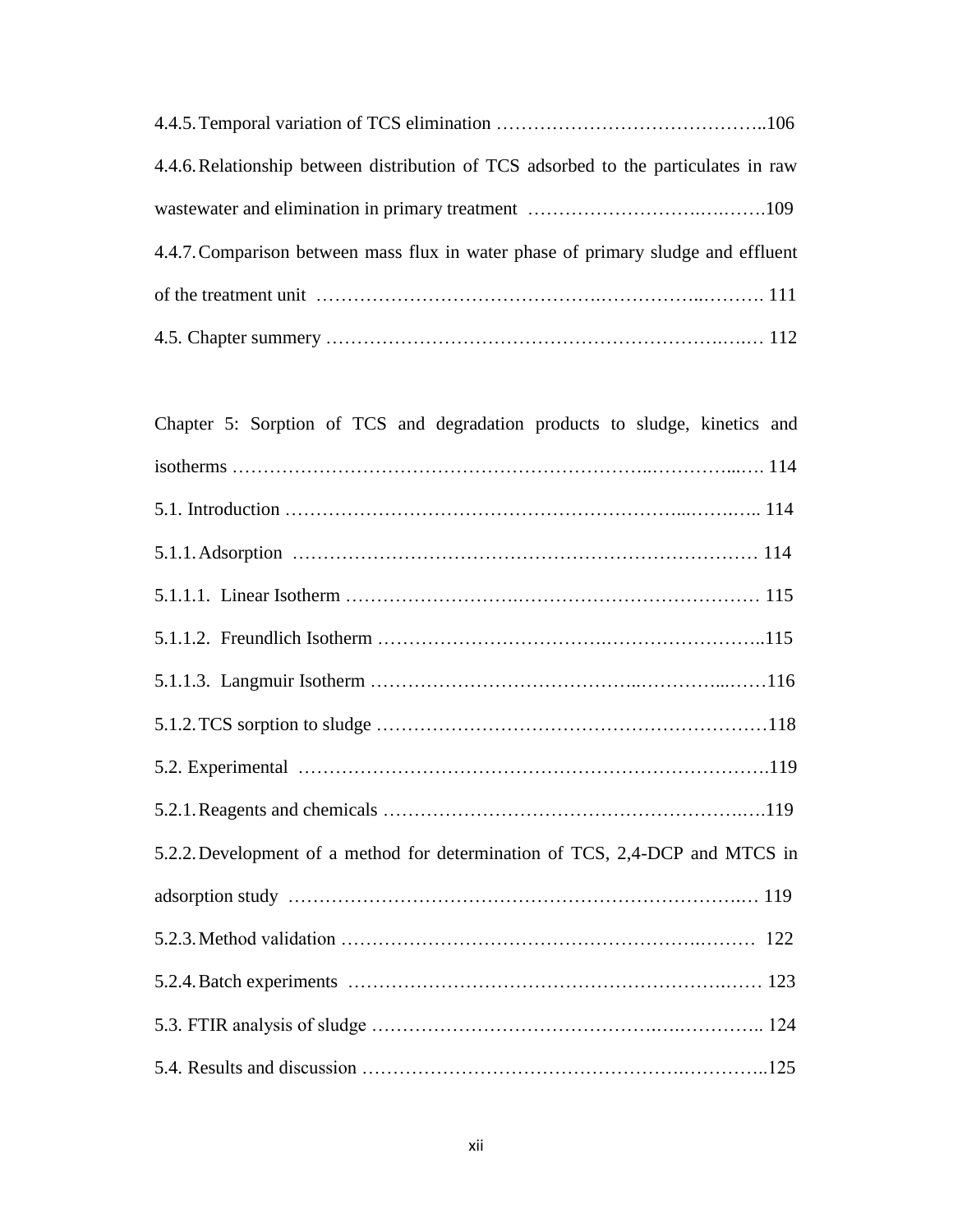4.4.5. Temporal variation of TCS elimination ……………………………………..106

4.4.6. Relationship between distribution of TCS adsorbed to the particulates in raw wastewater and elimination in primary treatment ………………………….…….109

4.4.7. Comparison between mass flux in water phase of primary sludge and effluent of the treatment unit ……………………………………….…………..………. 111

4.5. Chapter summery ………………………………………………………….…. 112

Chapter 5: Sorption of TCS and degradation products to sludge, kinetics and isotherms …………………………………………………………..…………..…. 114

5.1. Introduction ……………………………………………………...…….….. 114

5.1.1. Adsorption ………………………………………………………………… 114

5.1.1.1. Linear Isotherm ……………………….………………………………… 115

5.1.1.2. Freundlich Isotherm ………………………………….……………………..115

5.1.1.3. Langmuir Isotherm …………………………………..…………...……116

5.1.2. TCS sorption to sludge ……………………………………………………118

5.2. Experimental ………………………………………………………………….119

5.2.1. Reagents and chemicals …………………………………………………..….119

5.2.2. Development of a method for determination of TCS, 2,4-DCP and MTCS in adsorption study ……………………………………………………………..… 119

5.2.3. Method validation ……………….……………………….…………….……… 122

5.2.4. Batch experiments ……………………………………………………..…. 123

5.3. FTIR analysis of sludge ………………………………………….….………….. 124

5.4. Results and discussion …………………………………………….………..125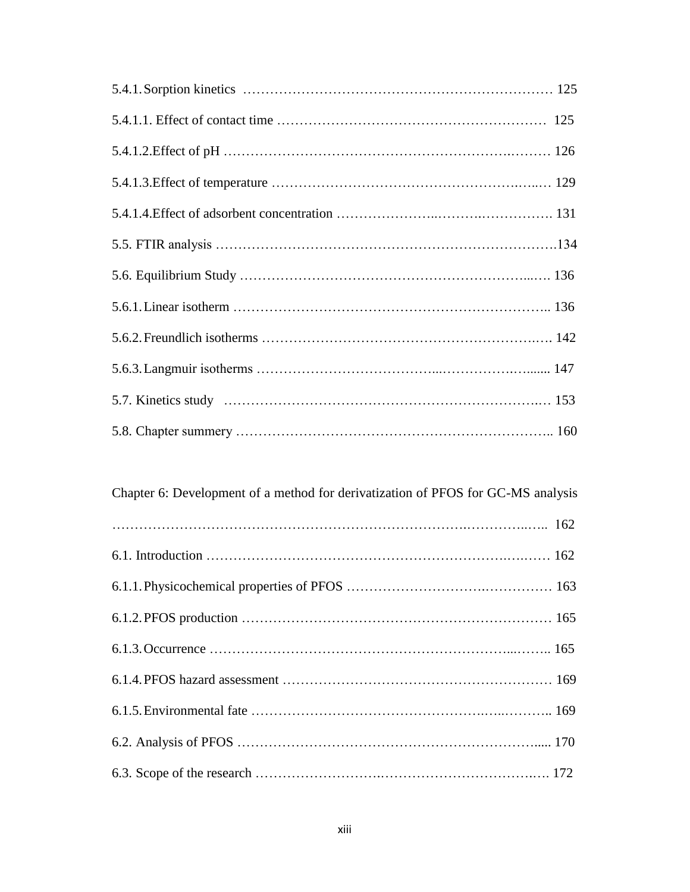5.4.1. Sorption kinetics …………………………………………………………… 125

5.4.1.1. Effect of contact time …………………………………………………… 125

5.4.1.2. Effect of pH ………………………………………………………………… 126

5.4.1.3. Effect of temperature …………………………………………………… 129

5.4.1.4. Effect of adsorbent concentration ……………………………………… 131

5.5. FTIR analysis ……………………………………………………………………134

5.6. Equilibrium Study ……………………………………………………………… 136

5.6.1. Linear isotherm ……………………………………………………………… 136

5.6.2. Freundlich isotherms ………………………………………………………… 142

5.6.3. Langmuir isotherms ………………………………………………………… 147

5.7. Kinetics study ………………………………………………………………… 153

5.8. Chapter summery ……………………………………………………………… 160

Chapter 6: Development of a method for derivatization of PFOS for GC-MS analysis ……………………………………………………………………………… 162

6.1. Introduction …………………………………………………………………… 162

6.1.1. Physicochemical properties of PFOS …………………………………… 163

6.1.2. PFOS production …………………………………………………………… 165

6.1.3. Occurrence …………………………………………………………………… 165

6.1.4. PFOS hazard assessment …………………………………………………… 169

6.1.5. Environmental fate ………………………………………………………… 169

6.2. Analysis of PFOS ……………………………………………………………… 170

6.3. Scope of the research ………………………………………………………… 172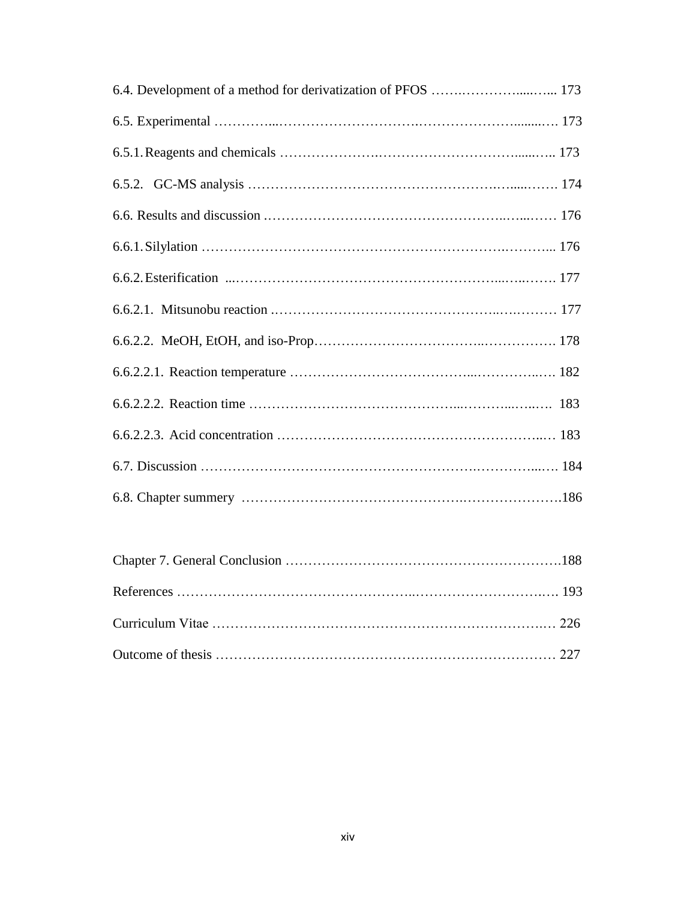6.4. Development of a method for derivatization of PFOS ………………….....….. 173

6.5. Experimental ……………..……………………….…………………........…. 173

6.5.1. Reagents and chemicals …………………..……………………….......….. 173

6.5.2. GC-MS analysis ……………………………………………….….....……. 174

6.6. Results and discussion .……………………………………………..…...…… 176

6.6.1. Silylation ……………………………………………………….………... 176

6.6.2. Esterification ...………………………………………………...…..……. 177

6.6.2.1. Mitsunobu reaction .………………………………………..…..……… 177

6.6.2.2. MeOH, EtOH, and iso-Prop……………………………..……………. 178

6.6.2.2.1. Reaction temperature ………………………………...…………..…. 182

6.6.2.2.2. Reaction time ………………………………...………...…..…. 183

6.6.2.2.3. Acid concentration ……………………………………………...… 183

6.7. Discussion ……………………………………………………….…………...…. 184

6.8. Chapter summery ………………………………………….………………….186

Chapter 7. General Conclusion …………………………………………………….188

References …………………………………………..………………………..…. 193

Curriculum Vitae …………………….……………………………………….…… 226

Outcome of thesis ……………………………………………………………… 227